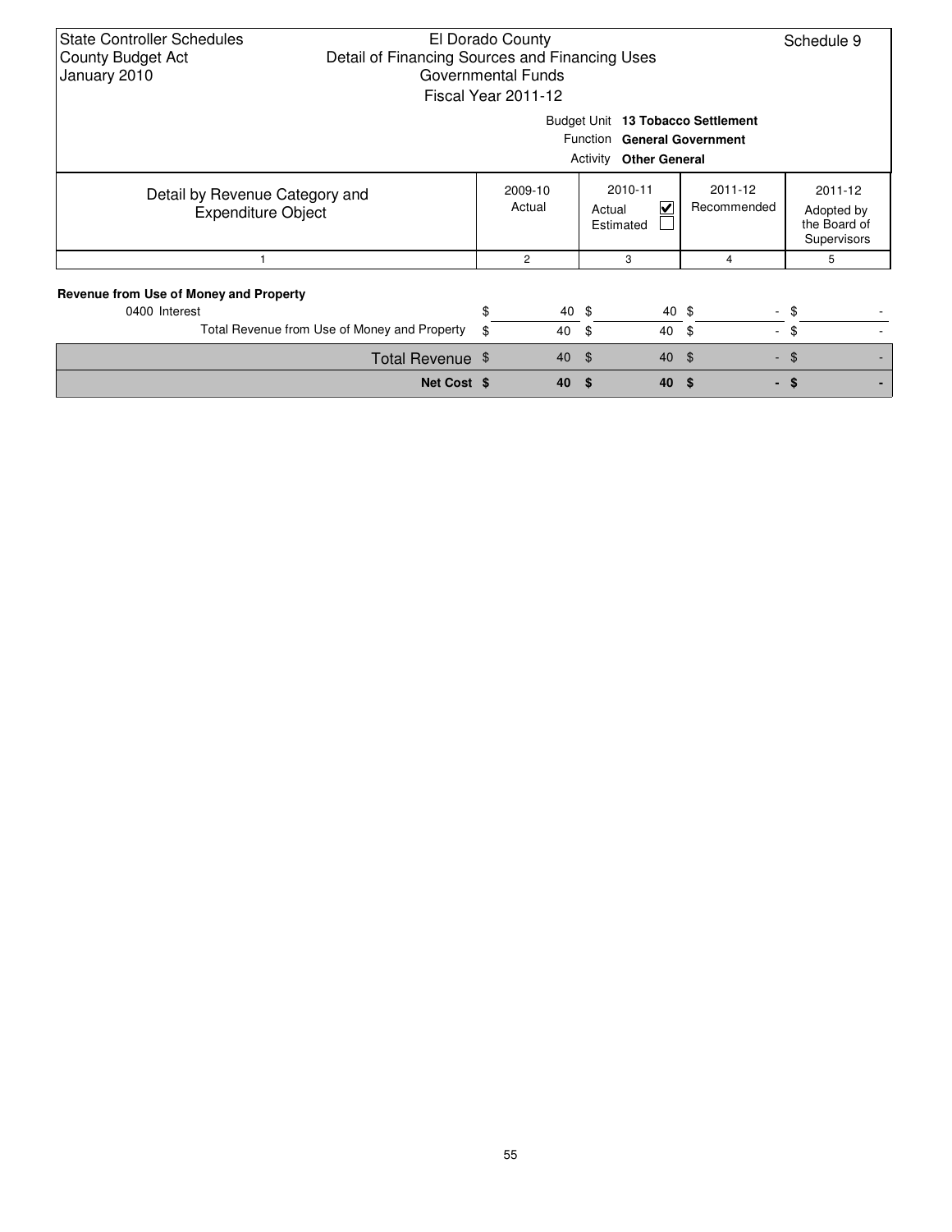State Controller Schedules
County Budget Act
January 2010

El Dorado County
Detail of Financing Sources and Financing Uses
Governmental Funds
Fiscal Year 2011-12

Schedule 9

Budget Unit **13 Tobacco Settlement**
Function **General Government**
Activity **Other General**

| Detail by Revenue Category and Expenditure Object | 2009-10 Actual | 2010-11 Actual ☑ Estimated ☐ | 2011-12 Recommended | 2011-12 Adopted by the Board of Supervisors |
|---|---|---|---|---|
| 1 | 2 | 3 | 4 | 5 |
| **Revenue from Use of Money and Property** | | | | |
| 0400 Interest | $ 40 | $ 40 | $ - | $ - |
| Total Revenue from Use of Money and Property | $ 40 | $ 40 | $ - | $ - |
| Total Revenue | $ 40 | $ 40 | $ - | $ - |
| **Net Cost** | **$ 40** | **$ 40** | **$ -** | **$ -** |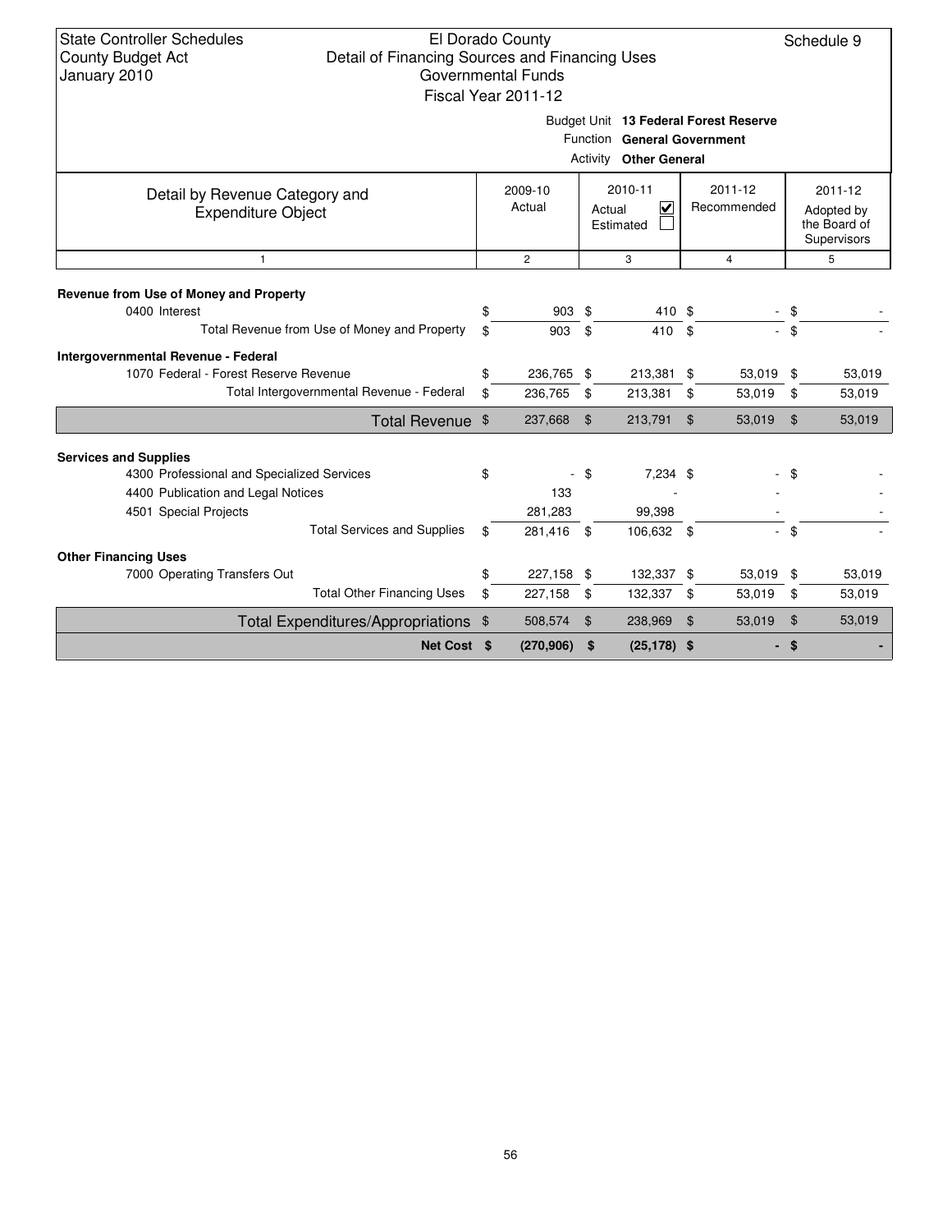State Controller Schedules
County Budget Act
January 2010

El Dorado County
Detail of Financing Sources and Financing Uses
Governmental Funds
Fiscal Year 2011-12

Schedule 9

Budget Unit **13 Federal Forest Reserve**
Function **General Government**
Activity **Other General**

| Detail by Revenue Category and Expenditure Object | 2009-10 Actual | 2010-11 Actual ☑ Estimated ☐ | 2011-12 Recommended | 2011-12 Adopted by the Board of Supervisors |
|---|---|---|---|---|
| 1 | 2 | 3 | 4 | 5 |
| **Revenue from Use of Money and Property** | | | | |
| 0400 Interest | $ 903 | $ 410 | $ - | $ - |
| Total Revenue from Use of Money and Property | $ 903 | $ 410 | $ - | $ - |
| **Intergovernmental Revenue - Federal** | | | | |
| 1070 Federal - Forest Reserve Revenue | $ 236,765 | $ 213,381 | $ 53,019 | $ 53,019 |
| Total Intergovernmental Revenue - Federal | $ 236,765 | $ 213,381 | $ 53,019 | $ 53,019 |
| Total Revenue | $ 237,668 | $ 213,791 | $ 53,019 | $ 53,019 |
| **Services and Supplies** | | | | |
| 4300 Professional and Specialized Services | $ - | $ 7,234 | $ - | $ - |
| 4400 Publication and Legal Notices | 133 | - | - | - |
| 4501 Special Projects | 281,283 | 99,398 | - | - |
| Total Services and Supplies | $ 281,416 | $ 106,632 | $ - | $ - |
| **Other Financing Uses** | | | | |
| 7000 Operating Transfers Out | $ 227,158 | $ 132,337 | $ 53,019 | $ 53,019 |
| Total Other Financing Uses | $ 227,158 | $ 132,337 | $ 53,019 | $ 53,019 |
| Total Expenditures/Appropriations | $ 508,574 | $ 238,969 | $ 53,019 | $ 53,019 |
| **Net Cost** | **$ (270,906)** | **$ (25,178)** | **$ -** | **$ -** |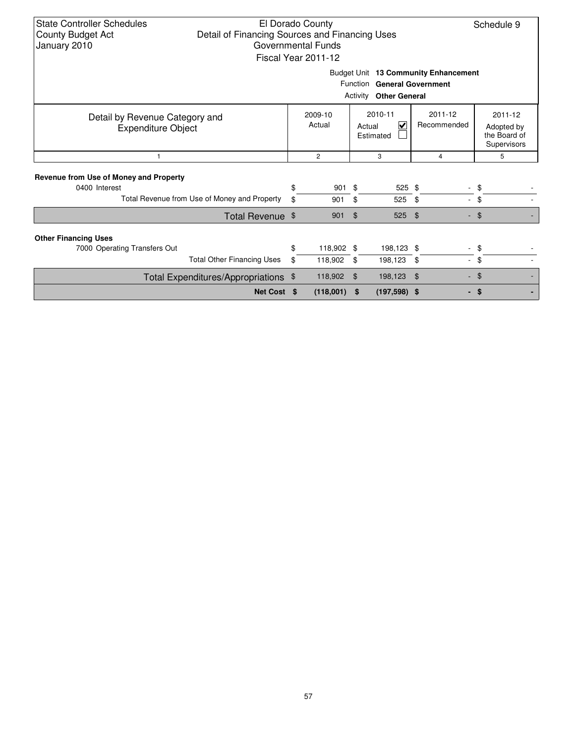State Controller Schedules
County Budget Act
January 2010

El Dorado County
Detail of Financing Sources and Financing Uses
Governmental Funds
Fiscal Year 2011-12

Schedule 9

Budget Unit **13 Community Enhancement**
Function **General Government**
Activity **Other General**

| Detail by Revenue Category and Expenditure Object | 2009-10 Actual | 2010-11 Actual ☑ Estimated ☐ | 2011-12 Recommended | 2011-12 Adopted by the Board of Supervisors |
|---|---|---|---|---|
| 1 | 2 | 3 | 4 | 5 |
| **Revenue from Use of Money and Property** | | | | |
| 0400 Interest | $ 901 | $ 525 | $ - | $ - |
| Total Revenue from Use of Money and Property | $ 901 | $ 525 | $ - | $ - |
| Total Revenue | $ 901 | $ 525 | $ - | $ - |
| **Other Financing Uses** | | | | |
| 7000 Operating Transfers Out | $ 118,902 | $ 198,123 | $ - | $ - |
| Total Other Financing Uses | $ 118,902 | $ 198,123 | $ - | $ - |
| Total Expenditures/Appropriations | $ 118,902 | $ 198,123 | $ - | $ - |
| **Net Cost** | **$ (118,001)** | **$ (197,598)** | **$ -** | **$ -** |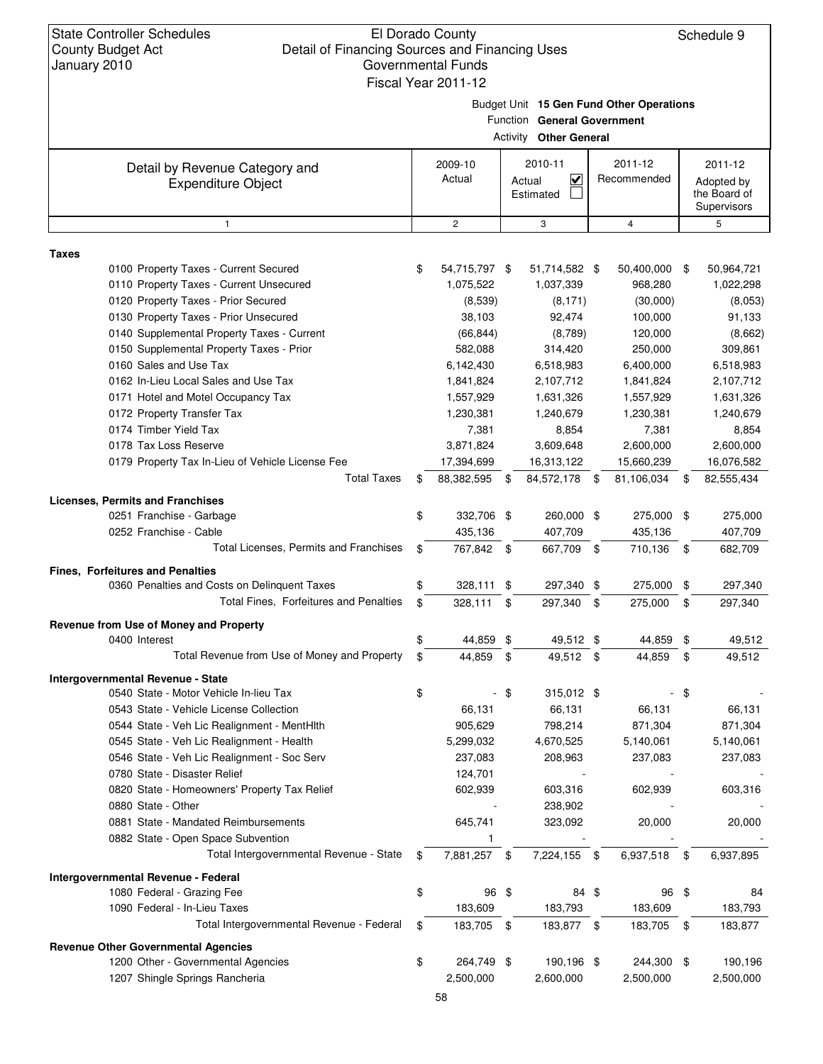State Controller Schedules
County Budget Act
January 2010

El Dorado County
Detail of Financing Sources and Financing Uses
Governmental Funds
Fiscal Year 2011-12

Schedule 9

Budget Unit **15 Gen Fund Other Operations**
Function **General Government**
Activity **Other General**

| Detail by Revenue Category and Expenditure Object | 2009-10 Actual | 2010-11 Actual ☑ Estimated ☐ | 2011-12 Recommended | 2011-12 Adopted by the Board of Supervisors |
|---|---|---|---|---|
| 1 | 2 | 3 | 4 | 5 |
| **Taxes** | | | | |
| 0100 Property Taxes - Current Secured | $ 54,715,797 | $ 51,714,582 | $ 50,400,000 | $ 50,964,721 |
| 0110 Property Taxes - Current Unsecured | 1,075,522 | 1,037,339 | 968,280 | 1,022,298 |
| 0120 Property Taxes - Prior Secured | (8,539) | (8,171) | (30,000) | (8,053) |
| 0130 Property Taxes - Prior Unsecured | 38,103 | 92,474 | 100,000 | 91,133 |
| 0140 Supplemental Property Taxes - Current | (66,844) | (8,789) | 120,000 | (8,662) |
| 0150 Supplemental Property Taxes - Prior | 582,088 | 314,420 | 250,000 | 309,861 |
| 0160 Sales and Use Tax | 6,142,430 | 6,518,983 | 6,400,000 | 6,518,983 |
| 0162 In-Lieu Local Sales and Use Tax | 1,841,824 | 2,107,712 | 1,841,824 | 2,107,712 |
| 0171 Hotel and Motel Occupancy Tax | 1,557,929 | 1,631,326 | 1,557,929 | 1,631,326 |
| 0172 Property Transfer Tax | 1,230,381 | 1,240,679 | 1,230,381 | 1,240,679 |
| 0174 Timber Yield Tax | 7,381 | 8,854 | 7,381 | 8,854 |
| 0178 Tax Loss Reserve | 3,871,824 | 3,609,648 | 2,600,000 | 2,600,000 |
| 0179 Property Tax In-Lieu of Vehicle License Fee | 17,394,699 | 16,313,122 | 15,660,239 | 16,076,582 |
| Total Taxes | $ 88,382,595 | $ 84,572,178 | $ 81,106,034 | $ 82,555,434 |
| **Licenses, Permits and Franchises** | | | | |
| 0251 Franchise - Garbage | $ 332,706 | $ 260,000 | $ 275,000 | $ 275,000 |
| 0252 Franchise - Cable | 435,136 | 407,709 | 435,136 | 407,709 |
| Total Licenses, Permits and Franchises | $ 767,842 | $ 667,709 | $ 710,136 | $ 682,709 |
| **Fines, Forfeitures and Penalties** | | | | |
| 0360 Penalties and Costs on Delinquent Taxes | $ 328,111 | $ 297,340 | $ 275,000 | $ 297,340 |
| Total Fines, Forfeitures and Penalties | $ 328,111 | $ 297,340 | $ 275,000 | $ 297,340 |
| **Revenue from Use of Money and Property** | | | | |
| 0400 Interest | $ 44,859 | $ 49,512 | $ 44,859 | $ 49,512 |
| Total Revenue from Use of Money and Property | $ 44,859 | $ 49,512 | $ 44,859 | $ 49,512 |
| **Intergovernmental Revenue - State** | | | | |
| 0540 State - Motor Vehicle In-lieu Tax | $ - | $ 315,012 | $ - | $ - |
| 0543 State - Vehicle License Collection | 66,131 | 66,131 | 66,131 | 66,131 |
| 0544 State - Veh Lic Realignment - MentHlth | 905,629 | 798,214 | 871,304 | 871,304 |
| 0545 State - Veh Lic Realignment - Health | 5,299,032 | 4,670,525 | 5,140,061 | 5,140,061 |
| 0546 State - Veh Lic Realignment - Soc Serv | 237,083 | 208,963 | 237,083 | 237,083 |
| 0780 State - Disaster Relief | 124,701 | - | - | - |
| 0820 State - Homeowners' Property Tax Relief | 602,939 | 603,316 | 602,939 | 603,316 |
| 0880 State - Other | - | 238,902 | - | - |
| 0881 State - Mandated Reimbursements | 645,741 | 323,092 | 20,000 | 20,000 |
| 0882 State - Open Space Subvention | 1 | - | - | - |
| Total Intergovernmental Revenue - State | $ 7,881,257 | $ 7,224,155 | $ 6,937,518 | $ 6,937,895 |
| **Intergovernmental Revenue - Federal** | | | | |
| 1080 Federal - Grazing Fee | $ 96 | $ 84 | $ 96 | $ 84 |
| 1090 Federal - In-Lieu Taxes | 183,609 | 183,793 | 183,609 | 183,793 |
| Total Intergovernmental Revenue - Federal | $ 183,705 | $ 183,877 | $ 183,705 | $ 183,877 |
| **Revenue Other Governmental Agencies** | | | | |
| 1200 Other - Governmental Agencies | $ 264,749 | $ 190,196 | $ 244,300 | $ 190,196 |
| 1207 Shingle Springs Rancheria | 2,500,000 | 2,600,000 | 2,500,000 | 2,500,000 |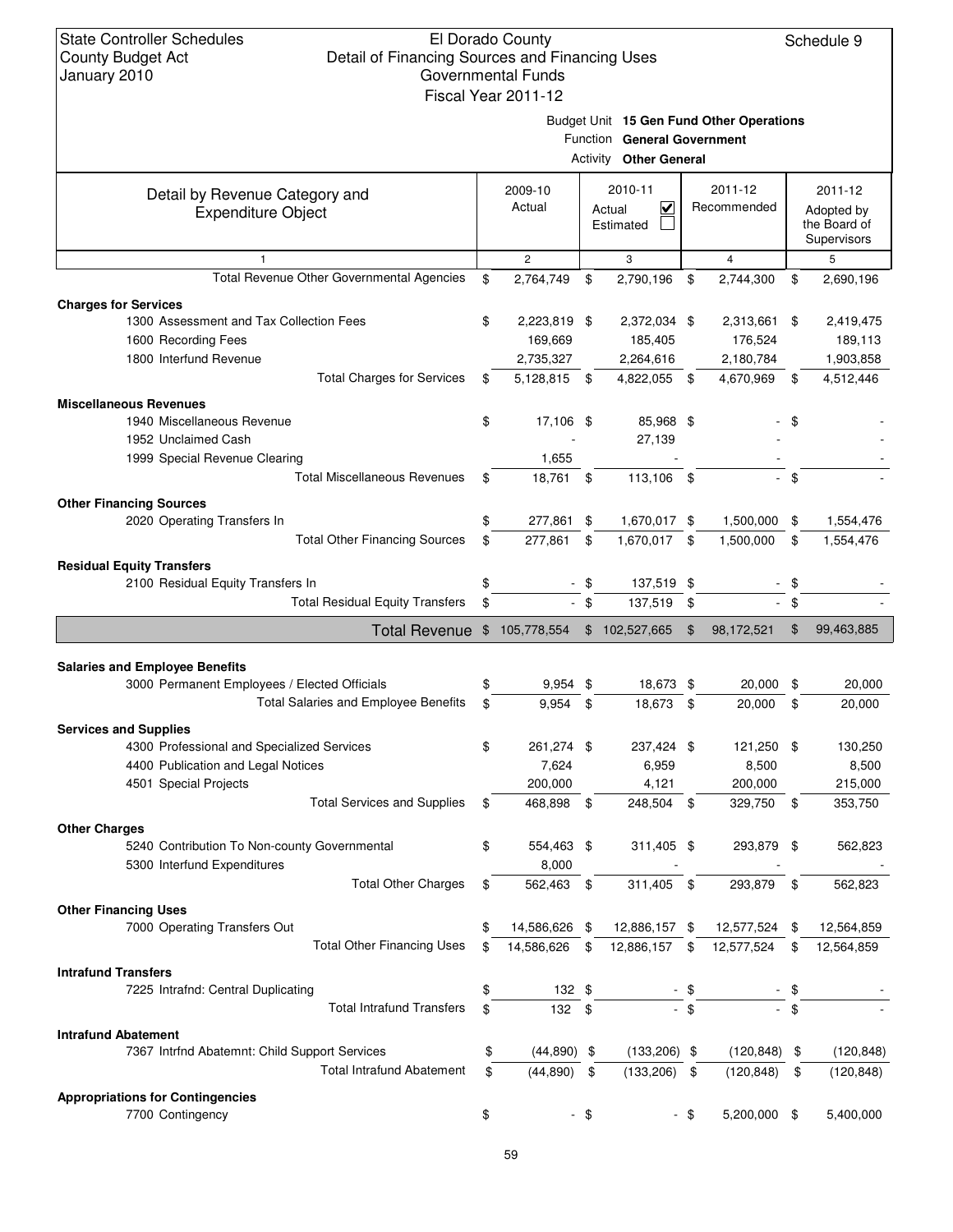State Controller Schedules
County Budget Act
January 2010

El Dorado County
Detail of Financing Sources and Financing Uses
Governmental Funds
Fiscal Year 2011-12

Schedule 9

Budget Unit **15 Gen Fund Other Operations**
Function **General Government**
Activity **Other General**

| Detail by Revenue Category and Expenditure Object | 2009-10 Actual | 2010-11 Actual ☑ Estimated ☐ | 2011-12 Recommended | 2011-12 Adopted by the Board of Supervisors |
|---|---|---|---|---|
| 1 | 2 | 3 | 4 | 5 |
| Total Revenue Other Governmental Agencies | $ 2,764,749 | $ 2,790,196 | $ 2,744,300 | $ 2,690,196 |
| **Charges for Services** | | | | |
| 1300 Assessment and Tax Collection Fees | $ 2,223,819 | $ 2,372,034 | $ 2,313,661 | $ 2,419,475 |
| 1600 Recording Fees | 169,669 | 185,405 | 176,524 | 189,113 |
| 1800 Interfund Revenue | 2,735,327 | 2,264,616 | 2,180,784 | 1,903,858 |
| Total Charges for Services | $ 5,128,815 | $ 4,822,055 | $ 4,670,969 | $ 4,512,446 |
| **Miscellaneous Revenues** | | | | |
| 1940 Miscellaneous Revenue | $ 17,106 | $ 85,968 | $ - | $ - |
| 1952 Unclaimed Cash | - | 27,139 | - | - |
| 1999 Special Revenue Clearing | 1,655 | - | - | - |
| Total Miscellaneous Revenues | $ 18,761 | $ 113,106 | $ - | $ - |
| **Other Financing Sources** | | | | |
| 2020 Operating Transfers In | $ 277,861 | $ 1,670,017 | $ 1,500,000 | $ 1,554,476 |
| Total Other Financing Sources | $ 277,861 | $ 1,670,017 | $ 1,500,000 | $ 1,554,476 |
| **Residual Equity Transfers** | | | | |
| 2100 Residual Equity Transfers In | $ - | $ 137,519 | $ - | $ - |
| Total Residual Equity Transfers | $ - | $ 137,519 | $ - | $ - |
| **Total Revenue** | $ 105,778,554 | $ 102,527,665 | $ 98,172,521 | $ 99,463,885 |
| **Salaries and Employee Benefits** | | | | |
| 3000 Permanent Employees / Elected Officials | $ 9,954 | $ 18,673 | $ 20,000 | $ 20,000 |
| Total Salaries and Employee Benefits | $ 9,954 | $ 18,673 | $ 20,000 | $ 20,000 |
| **Services and Supplies** | | | | |
| 4300 Professional and Specialized Services | $ 261,274 | $ 237,424 | $ 121,250 | $ 130,250 |
| 4400 Publication and Legal Notices | 7,624 | 6,959 | 8,500 | 8,500 |
| 4501 Special Projects | 200,000 | 4,121 | 200,000 | 215,000 |
| Total Services and Supplies | $ 468,898 | $ 248,504 | $ 329,750 | $ 353,750 |
| **Other Charges** | | | | |
| 5240 Contribution To Non-county Governmental | $ 554,463 | $ 311,405 | $ 293,879 | $ 562,823 |
| 5300 Interfund Expenditures | 8,000 | - | - | - |
| Total Other Charges | $ 562,463 | $ 311,405 | $ 293,879 | $ 562,823 |
| **Other Financing Uses** | | | | |
| 7000 Operating Transfers Out | $ 14,586,626 | $ 12,886,157 | $ 12,577,524 | $ 12,564,859 |
| Total Other Financing Uses | $ 14,586,626 | $ 12,886,157 | $ 12,577,524 | $ 12,564,859 |
| **Intrafund Transfers** | | | | |
| 7225 Intrafnd: Central Duplicating | $ 132 | $ - | $ - | $ - |
| Total Intrafund Transfers | $ 132 | $ - | $ - | $ - |
| **Intrafund Abatement** | | | | |
| 7367 Intrfnd Abatemnt: Child Support Services | $ (44,890) | $ (133,206) | $ (120,848) | $ (120,848) |
| Total Intrafund Abatement | $ (44,890) | $ (133,206) | $ (120,848) | $ (120,848) |
| **Appropriations for Contingencies** | | | | |
| 7700 Contingency | $ - | $ - | $ 5,200,000 | $ 5,400,000 |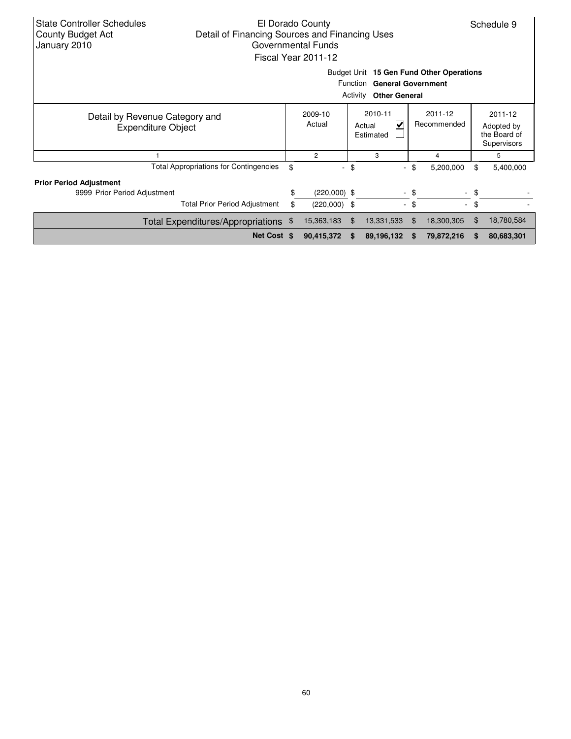State Controller Schedules
County Budget Act
January 2010

El Dorado County
Detail of Financing Sources and Financing Uses
Governmental Funds
Fiscal Year 2011-12

Schedule 9

Budget Unit **15 Gen Fund Other Operations**
Function **General Government**
Activity **Other General**

| Detail by Revenue Category and Expenditure Object | 2009-10 Actual | 2010-11 Actual ☑ Estimated ☐ | 2011-12 Recommended | 2011-12 Adopted by the Board of Supervisors |
|---|---|---|---|---|
| 1 | 2 | 3 | 4 | 5 |
| Total Appropriations for Contingencies | $ - | $ - | $ 5,200,000 | $ 5,400,000 |
| **Prior Period Adjustment** | | | | |
| 9999 Prior Period Adjustment | $ (220,000) | $ - | $ - | $ - |
| Total Prior Period Adjustment | $ (220,000) | $ - | $ - | $ - |
| Total Expenditures/Appropriations | $ 15,363,183 | $ 13,331,533 | $ 18,300,305 | $ 18,780,584 |
| **Net Cost** | **$ 90,415,372** | **$ 89,196,132** | **$ 79,872,216** | **$ 80,683,301** |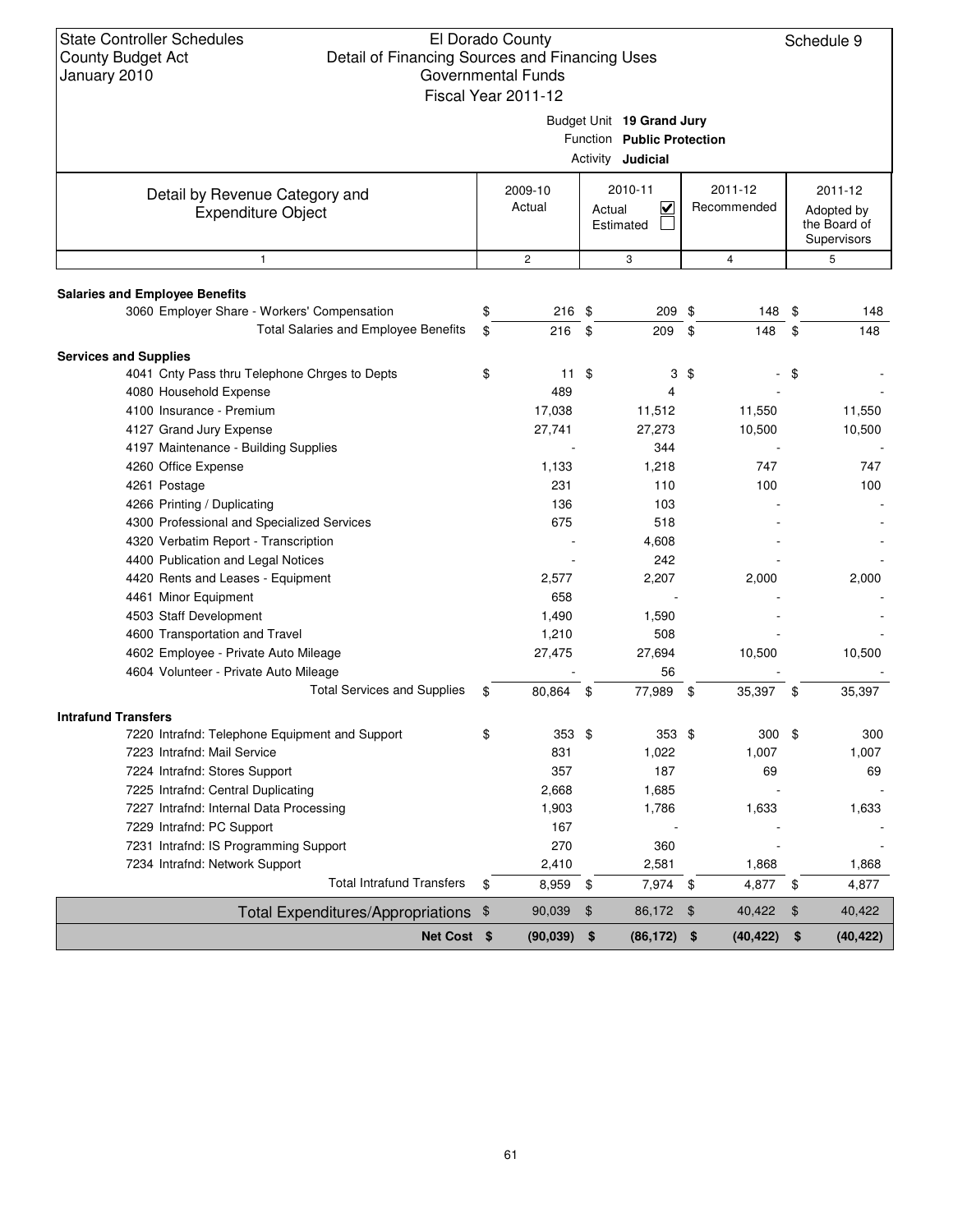State Controller Schedules
County Budget Act
January 2010

El Dorado County
Detail of Financing Sources and Financing Uses
Governmental Funds
Fiscal Year 2011-12

Schedule 9

Budget Unit **19 Grand Jury**
Function **Public Protection**
Activity **Judicial**

| Detail by Revenue Category and Expenditure Object | 2009-10 Actual | 2010-11 Actual ☑ Estimated ☐ | 2011-12 Recommended | 2011-12 Adopted by the Board of Supervisors |
|---|---|---|---|---|
| 1 | 2 | 3 | 4 | 5 |
| **Salaries and Employee Benefits** | | | | |
| 3060 Employer Share - Workers' Compensation | $ 216 | $ 209 | $ 148 | $ 148 |
| Total Salaries and Employee Benefits | $ 216 | $ 209 | $ 148 | $ 148 |
| **Services and Supplies** | | | | |
| 4041 Cnty Pass thru Telephone Chrges to Depts | $ 11 | $ 3 | $ - | $ - |
| 4080 Household Expense | 489 | 4 | - | - |
| 4100 Insurance - Premium | 17,038 | 11,512 | 11,550 | 11,550 |
| 4127 Grand Jury Expense | 27,741 | 27,273 | 10,500 | 10,500 |
| 4197 Maintenance - Building Supplies | - | 344 | - | - |
| 4260 Office Expense | 1,133 | 1,218 | 747 | 747 |
| 4261 Postage | 231 | 110 | 100 | 100 |
| 4266 Printing / Duplicating | 136 | 103 | - | - |
| 4300 Professional and Specialized Services | 675 | 518 | - | - |
| 4320 Verbatim Report - Transcription | - | 4,608 | - | - |
| 4400 Publication and Legal Notices | - | 242 | - | - |
| 4420 Rents and Leases - Equipment | 2,577 | 2,207 | 2,000 | 2,000 |
| 4461 Minor Equipment | 658 | - | - | - |
| 4503 Staff Development | 1,490 | 1,590 | - | - |
| 4600 Transportation and Travel | 1,210 | 508 | - | - |
| 4602 Employee - Private Auto Mileage | 27,475 | 27,694 | 10,500 | 10,500 |
| 4604 Volunteer - Private Auto Mileage | - | 56 | - | - |
| Total Services and Supplies | $ 80,864 | $ 77,989 | $ 35,397 | $ 35,397 |
| **Intrafund Transfers** | | | | |
| 7220 Intrafnd: Telephone Equipment and Support | $ 353 | $ 353 | $ 300 | $ 300 |
| 7223 Intrafnd: Mail Service | 831 | 1,022 | 1,007 | 1,007 |
| 7224 Intrafnd: Stores Support | 357 | 187 | 69 | 69 |
| 7225 Intrafnd: Central Duplicating | 2,668 | 1,685 | - | - |
| 7227 Intrafnd: Internal Data Processing | 1,903 | 1,786 | 1,633 | 1,633 |
| 7229 Intrafnd: PC Support | 167 | - | - | - |
| 7231 Intrafnd: IS Programming Support | 270 | 360 | - | - |
| 7234 Intrafnd: Network Support | 2,410 | 2,581 | 1,868 | 1,868 |
| Total Intrafund Transfers | $ 8,959 | $ 7,974 | $ 4,877 | $ 4,877 |
| Total Expenditures/Appropriations | $ 90,039 | $ 86,172 | $ 40,422 | $ 40,422 |
| **Net Cost** | **$ (90,039)** | **$ (86,172)** | **$ (40,422)** | **$ (40,422)** |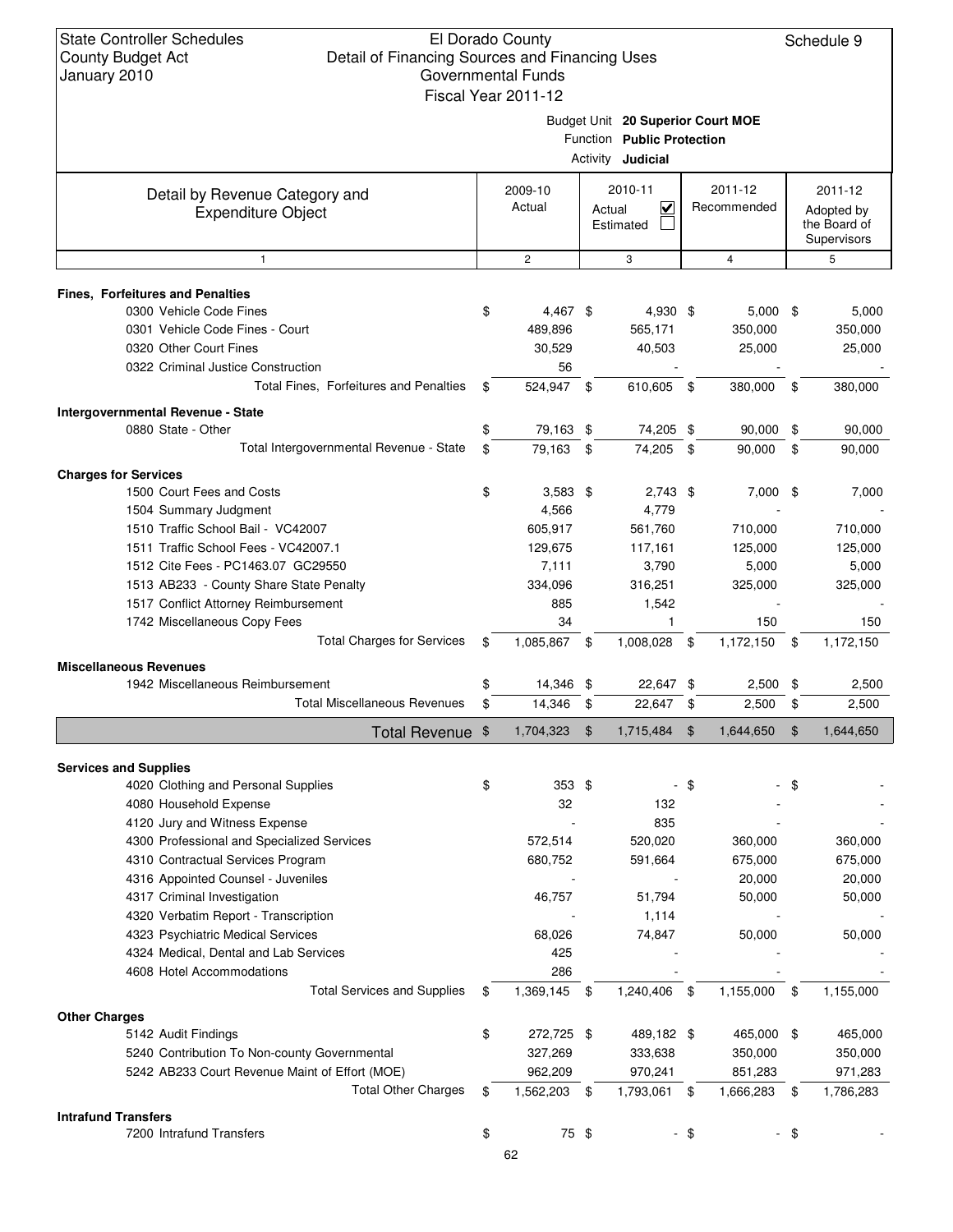State Controller Schedules
County Budget Act
January 2010

El Dorado County
Detail of Financing Sources and Financing Uses
Governmental Funds
Fiscal Year 2011-12

Schedule 9

Budget Unit **20 Superior Court MOE**
Function **Public Protection**
Activity **Judicial**

| Detail by Revenue Category and Expenditure Object | 2009-10 Actual | 2010-11 Actual ☑ Estimated ☐ | 2011-12 Recommended | 2011-12 Adopted by the Board of Supervisors |
|---|---|---|---|---|
| 1 | 2 | 3 | 4 | 5 |
| **Fines, Forfeitures and Penalties** | | | | |
| 0300 Vehicle Code Fines | $ 4,467 | $ 4,930 | $ 5,000 | $ 5,000 |
| 0301 Vehicle Code Fines - Court | 489,896 | 565,171 | 350,000 | 350,000 |
| 0320 Other Court Fines | 30,529 | 40,503 | 25,000 | 25,000 |
| 0322 Criminal Justice Construction | 56 | - | - | - |
| Total Fines, Forfeitures and Penalties | $ 524,947 | $ 610,605 | $ 380,000 | $ 380,000 |
| **Intergovernmental Revenue - State** | | | | |
| 0880 State - Other | $ 79,163 | $ 74,205 | $ 90,000 | $ 90,000 |
| Total Intergovernmental Revenue - State | $ 79,163 | $ 74,205 | $ 90,000 | $ 90,000 |
| **Charges for Services** | | | | |
| 1500 Court Fees and Costs | $ 3,583 | $ 2,743 | $ 7,000 | $ 7,000 |
| 1504 Summary Judgment | 4,566 | 4,779 | - | - |
| 1510 Traffic School Bail - VC42007 | 605,917 | 561,760 | 710,000 | 710,000 |
| 1511 Traffic School Fees - VC42007.1 | 129,675 | 117,161 | 125,000 | 125,000 |
| 1512 Cite Fees - PC1463.07 GC29550 | 7,111 | 3,790 | 5,000 | 5,000 |
| 1513 AB233 - County Share State Penalty | 334,096 | 316,251 | 325,000 | 325,000 |
| 1517 Conflict Attorney Reimbursement | 885 | 1,542 | - | - |
| 1742 Miscellaneous Copy Fees | 34 | 1 | 150 | 150 |
| Total Charges for Services | $ 1,085,867 | $ 1,008,028 | $ 1,172,150 | $ 1,172,150 |
| **Miscellaneous Revenues** | | | | |
| 1942 Miscellaneous Reimbursement | $ 14,346 | $ 22,647 | $ 2,500 | $ 2,500 |
| Total Miscellaneous Revenues | $ 14,346 | $ 22,647 | $ 2,500 | $ 2,500 |
| **Total Revenue** | $ 1,704,323 | $ 1,715,484 | $ 1,644,650 | $ 1,644,650 |
| **Services and Supplies** | | | | |
| 4020 Clothing and Personal Supplies | $ 353 | $ - | $ - | $ - |
| 4080 Household Expense | 32 | 132 | - | - |
| 4120 Jury and Witness Expense | - | 835 | - | - |
| 4300 Professional and Specialized Services | 572,514 | 520,020 | 360,000 | 360,000 |
| 4310 Contractual Services Program | 680,752 | 591,664 | 675,000 | 675,000 |
| 4316 Appointed Counsel - Juveniles | - | - | 20,000 | 20,000 |
| 4317 Criminal Investigation | 46,757 | 51,794 | 50,000 | 50,000 |
| 4320 Verbatim Report - Transcription | - | 1,114 | - | - |
| 4323 Psychiatric Medical Services | 68,026 | 74,847 | 50,000 | 50,000 |
| 4324 Medical, Dental and Lab Services | 425 | - | - | - |
| 4608 Hotel Accommodations | 286 | - | - | - |
| Total Services and Supplies | $ 1,369,145 | $ 1,240,406 | $ 1,155,000 | $ 1,155,000 |
| **Other Charges** | | | | |
| 5142 Audit Findings | $ 272,725 | $ 489,182 | $ 465,000 | $ 465,000 |
| 5240 Contribution To Non-county Governmental | 327,269 | 333,638 | 350,000 | 350,000 |
| 5242 AB233 Court Revenue Maint of Effort (MOE) | 962,209 | 970,241 | 851,283 | 971,283 |
| Total Other Charges | $ 1,562,203 | $ 1,793,061 | $ 1,666,283 | $ 1,786,283 |
| **Intrafund Transfers** | | | | |
| 7200 Intrafund Transfers | $ 75 | $ - | $ - | $ - |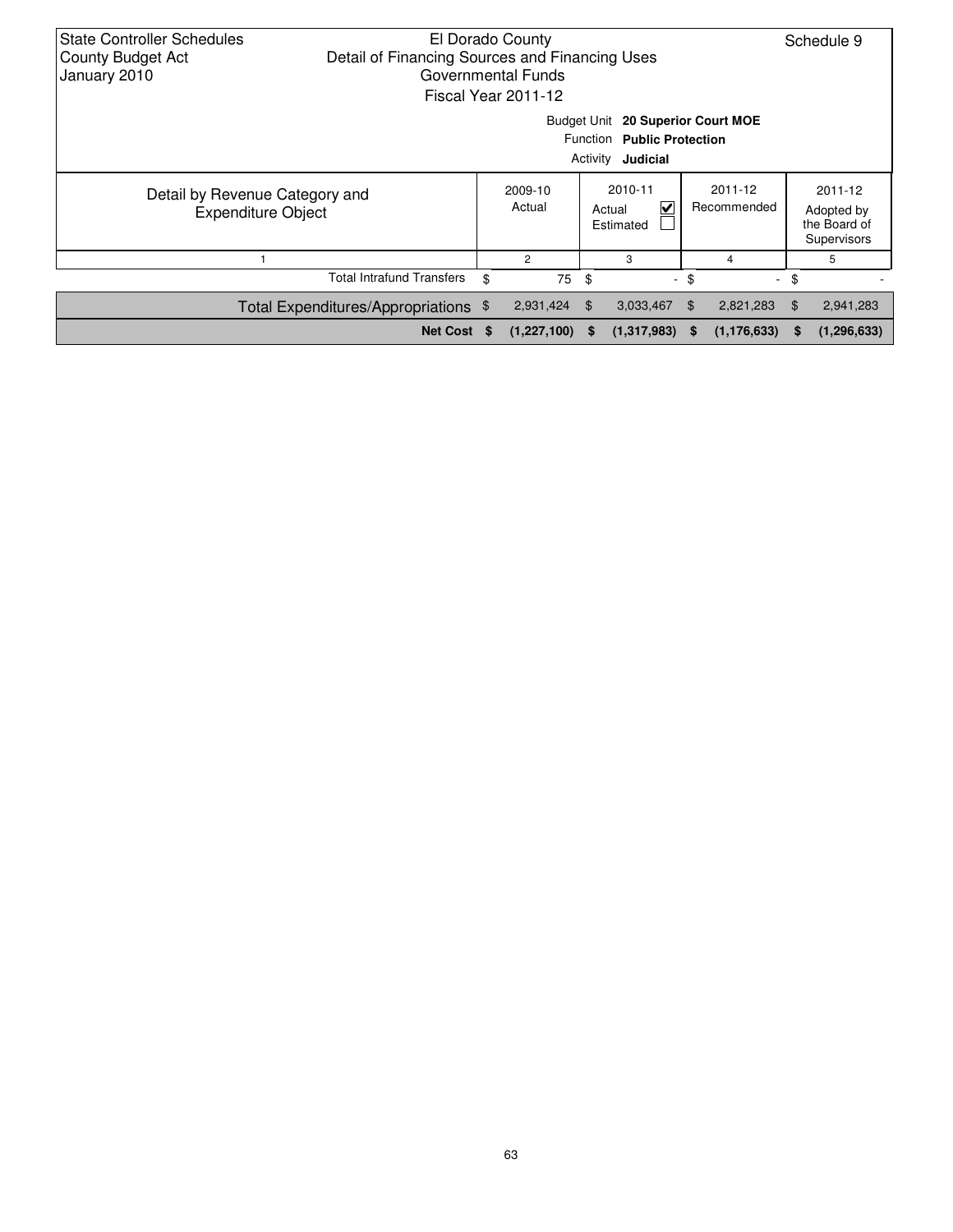State Controller Schedules
County Budget Act
January 2010

El Dorado County
Detail of Financing Sources and Financing Uses
Governmental Funds
Fiscal Year 2011-12

Schedule 9

Budget Unit **20 Superior Court MOE**
Function **Public Protection**
Activity **Judicial**

| Detail by Revenue Category and Expenditure Object | 2009-10 Actual | 2010-11 Actual ☑ Estimated ☐ | 2011-12 Recommended | 2011-12 Adopted by the Board of Supervisors |
|---|---|---|---|---|
| 1 | 2 | 3 | 4 | 5 |
| Total Intrafund Transfers | $ 75 | $ - | $ - | $ - |
| Total Expenditures/Appropriations | $ 2,931,424 | $ 3,033,467 | $ 2,821,283 | $ 2,941,283 |
| **Net Cost** | **$ (1,227,100)** | **$ (1,317,983)** | **$ (1,176,633)** | **$ (1,296,633)** |